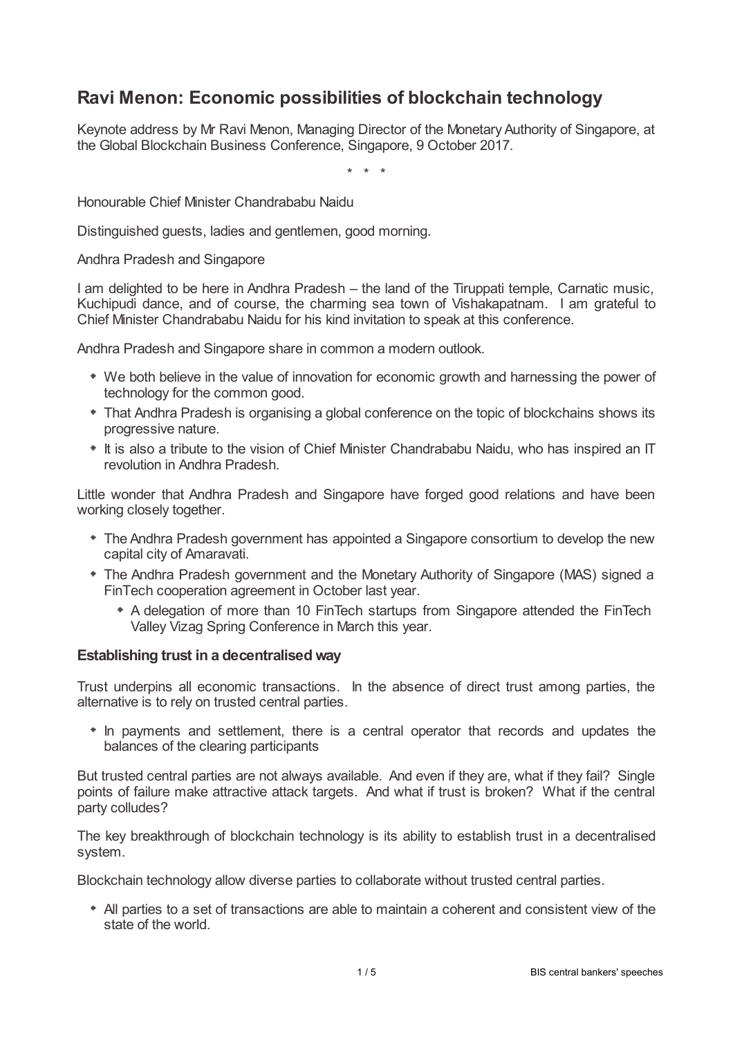# Ravi Menon: Economic possibilities of blockchain technology

Keynote address by Mr Ravi Menon, Managing Director of the Monetary Authority of Singapore, at the Global Blockchain Business Conference, Singapore, 9 October 2017.

\* \* \*

Honourable Chief Minister Chandrababu Naidu

Distinguished guests, ladies and gentlemen, good morning.

Andhra Pradesh and Singapore

I am delighted to be here in Andhra Pradesh – the land of the Tiruppati temple, Carnatic music, Kuchipudi dance, and of course, the charming sea town of Vishakapatnam. I am grateful to Chief Minister Chandrababu Naidu for his kind invitation to speak at this conference.

Andhra Pradesh and Singapore share in common a modern outlook.

- We both believe in the value of innovation for economic growth and harnessing the power of technology for the common good.
- That Andhra Pradesh is organising a global conference on the topic of blockchains shows its progressive nature.
- It is also a tribute to the vision of Chief Minister Chandrababu Naidu, who has inspired an IT revolution in Andhra Pradesh.

Little wonder that Andhra Pradesh and Singapore have forged good relations and have been working closely together.

- The Andhra Pradesh government has appointed a Singapore consortium to develop the new capital city of Amaravati.
- The Andhra Pradesh government and the Monetary Authority of Singapore (MAS) signed a FinTech cooperation agreement in October last year.
    - A delegation of more than 10 FinTech startups from Singapore attended the FinTech Valley Vizag Spring Conference in March this year.

### Establishing trust in a decentralised way

Trust underpins all economic transactions. In the absence of direct trust among parties, the alternative is to rely on trusted central parties.

- In payments and settlement, there is a central operator that records and updates the balances of the clearing participants

But trusted central parties are not always available. And even if they are, what if they fail? Single points of failure make attractive attack targets. And what if trust is broken? What if the central party colludes?

The key breakthrough of blockchain technology is its ability to establish trust in a decentralised system.

Blockchain technology allow diverse parties to collaborate without trusted central parties.

- All parties to a set of transactions are able to maintain a coherent and consistent view of the state of the world.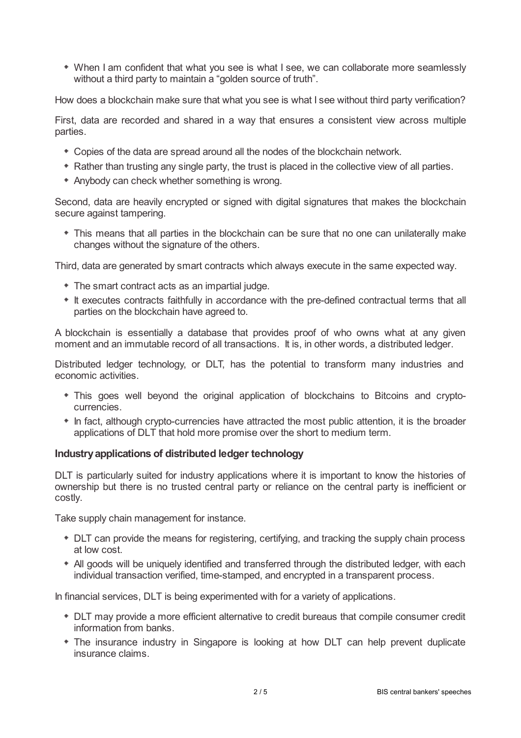- When I am confident that what you see is what I see, we can collaborate more seamlessly without a third party to maintain a "golden source of truth".

How does a blockchain make sure that what you see is what I see without third party verification?

First, data are recorded and shared in a way that ensures a consistent view across multiple parties.

- Copies of the data are spread around all the nodes of the blockchain network.
- Rather than trusting any single party, the trust is placed in the collective view of all parties.
- Anybody can check whether something is wrong.

Second, data are heavily encrypted or signed with digital signatures that makes the blockchain secure against tampering.

- This means that all parties in the blockchain can be sure that no one can unilaterally make changes without the signature of the others.

Third, data are generated by smart contracts which always execute in the same expected way.

- The smart contract acts as an impartial judge.
- It executes contracts faithfully in accordance with the pre-defined contractual terms that all parties on the blockchain have agreed to.

A blockchain is essentially a database that provides proof of who owns what at any given moment and an immutable record of all transactions. It is, in other words, a distributed ledger.

Distributed ledger technology, or DLT, has the potential to transform many industries and economic activities.

- This goes well beyond the original application of blockchains to Bitcoins and crypto-currencies.
- In fact, although crypto-currencies have attracted the most public attention, it is the broader applications of DLT that hold more promise over the short to medium term.

### Industry applications of distributed ledger technology

DLT is particularly suited for industry applications where it is important to know the histories of ownership but there is no trusted central party or reliance on the central party is inefficient or costly.

Take supply chain management for instance.

- DLT can provide the means for registering, certifying, and tracking the supply chain process at low cost.
- All goods will be uniquely identified and transferred through the distributed ledger, with each individual transaction verified, time-stamped, and encrypted in a transparent process.

In financial services, DLT is being experimented with for a variety of applications.

- DLT may provide a more efficient alternative to credit bureaus that compile consumer credit information from banks.
- The insurance industry in Singapore is looking at how DLT can help prevent duplicate insurance claims.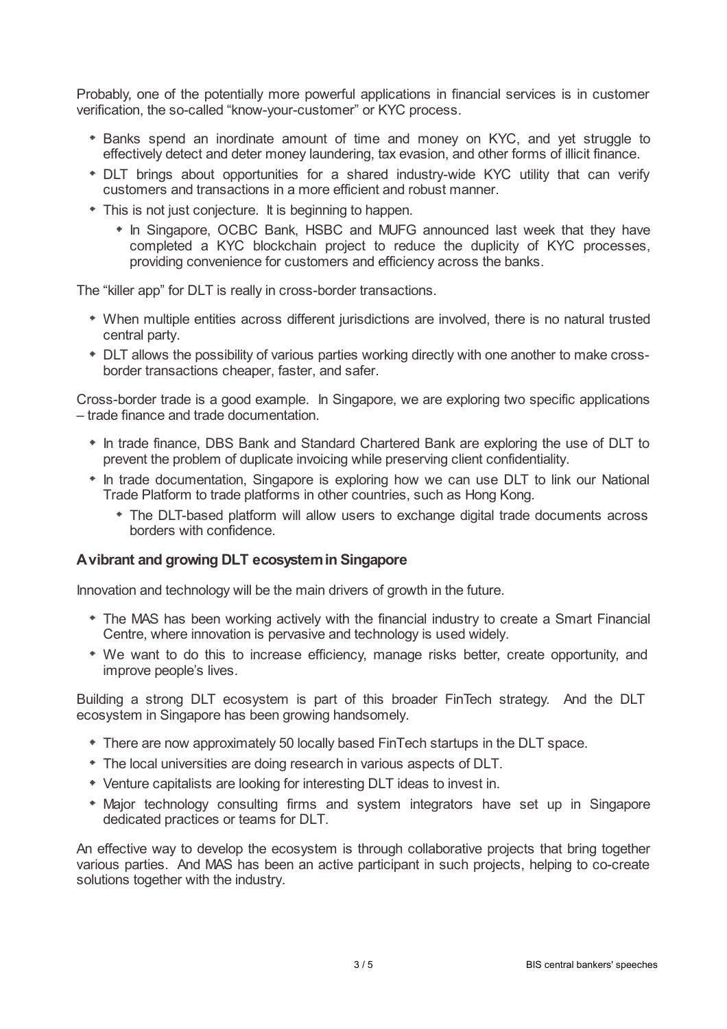Probably, one of the potentially more powerful applications in financial services is in customer verification, the so-called "know-your-customer" or KYC process.

- Banks spend an inordinate amount of time and money on KYC, and yet struggle to effectively detect and deter money laundering, tax evasion, and other forms of illicit finance.
- DLT brings about opportunities for a shared industry-wide KYC utility that can verify customers and transactions in a more efficient and robust manner.
- This is not just conjecture. It is beginning to happen.
  - In Singapore, OCBC Bank, HSBC and MUFG announced last week that they have completed a KYC blockchain project to reduce the duplicity of KYC processes, providing convenience for customers and efficiency across the banks.

The "killer app" for DLT is really in cross-border transactions.

- When multiple entities across different jurisdictions are involved, there is no natural trusted central party.
- DLT allows the possibility of various parties working directly with one another to make cross-border transactions cheaper, faster, and safer.

Cross-border trade is a good example. In Singapore, we are exploring two specific applications – trade finance and trade documentation.

- In trade finance, DBS Bank and Standard Chartered Bank are exploring the use of DLT to prevent the problem of duplicate invoicing while preserving client confidentiality.
- In trade documentation, Singapore is exploring how we can use DLT to link our National Trade Platform to trade platforms in other countries, such as Hong Kong.
  - The DLT-based platform will allow users to exchange digital trade documents across borders with confidence.

### A vibrant and growing DLT ecosystem in Singapore

Innovation and technology will be the main drivers of growth in the future.

- The MAS has been working actively with the financial industry to create a Smart Financial Centre, where innovation is pervasive and technology is used widely.
- We want to do this to increase efficiency, manage risks better, create opportunity, and improve people's lives.

Building a strong DLT ecosystem is part of this broader FinTech strategy. And the DLT ecosystem in Singapore has been growing handsomely.

- There are now approximately 50 locally based FinTech startups in the DLT space.
- The local universities are doing research in various aspects of DLT.
- Venture capitalists are looking for interesting DLT ideas to invest in.
- Major technology consulting firms and system integrators have set up in Singapore dedicated practices or teams for DLT.

An effective way to develop the ecosystem is through collaborative projects that bring together various parties. And MAS has been an active participant in such projects, helping to co-create solutions together with the industry.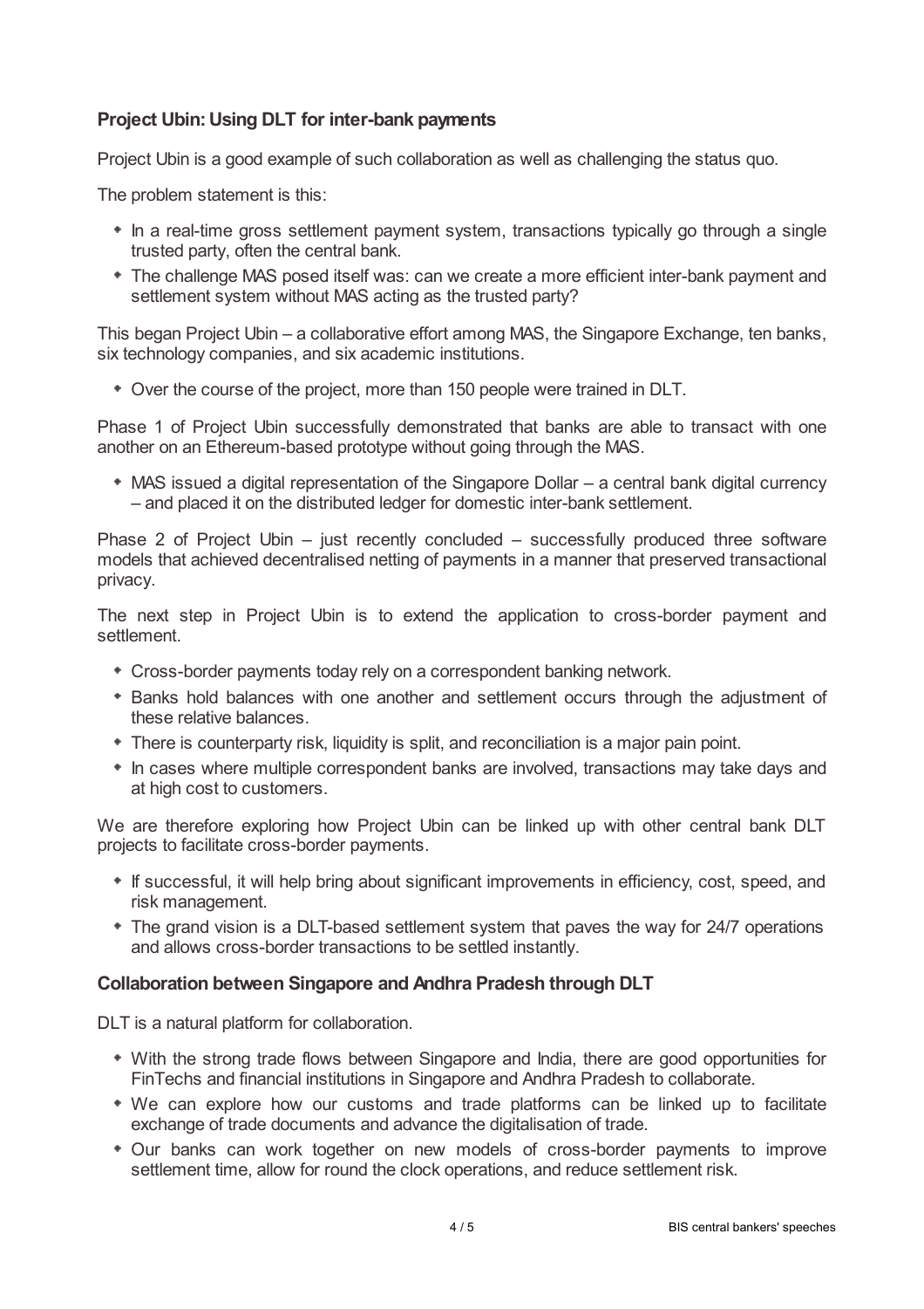### Project Ubin: Using DLT for inter-bank payments

Project Ubin is a good example of such collaboration as well as challenging the status quo.

The problem statement is this:

- In a real-time gross settlement payment system, transactions typically go through a single trusted party, often the central bank.
- The challenge MAS posed itself was: can we create a more efficient inter-bank payment and settlement system without MAS acting as the trusted party?

This began Project Ubin – a collaborative effort among MAS, the Singapore Exchange, ten banks, six technology companies, and six academic institutions.

- Over the course of the project, more than 150 people were trained in DLT.

Phase 1 of Project Ubin successfully demonstrated that banks are able to transact with one another on an Ethereum-based prototype without going through the MAS.

- MAS issued a digital representation of the Singapore Dollar – a central bank digital currency – and placed it on the distributed ledger for domestic inter-bank settlement.

Phase 2 of Project Ubin – just recently concluded – successfully produced three software models that achieved decentralised netting of payments in a manner that preserved transactional privacy.

The next step in Project Ubin is to extend the application to cross-border payment and settlement.

- Cross-border payments today rely on a correspondent banking network.
- Banks hold balances with one another and settlement occurs through the adjustment of these relative balances.
- There is counterparty risk, liquidity is split, and reconciliation is a major pain point.
- In cases where multiple correspondent banks are involved, transactions may take days and at high cost to customers.

We are therefore exploring how Project Ubin can be linked up with other central bank DLT projects to facilitate cross-border payments.

- If successful, it will help bring about significant improvements in efficiency, cost, speed, and risk management.
- The grand vision is a DLT-based settlement system that paves the way for 24/7 operations and allows cross-border transactions to be settled instantly.

### Collaboration between Singapore and Andhra Pradesh through DLT

DLT is a natural platform for collaboration.

- With the strong trade flows between Singapore and India, there are good opportunities for FinTechs and financial institutions in Singapore and Andhra Pradesh to collaborate.
- We can explore how our customs and trade platforms can be linked up to facilitate exchange of trade documents and advance the digitalisation of trade.
- Our banks can work together on new models of cross-border payments to improve settlement time, allow for round the clock operations, and reduce settlement risk.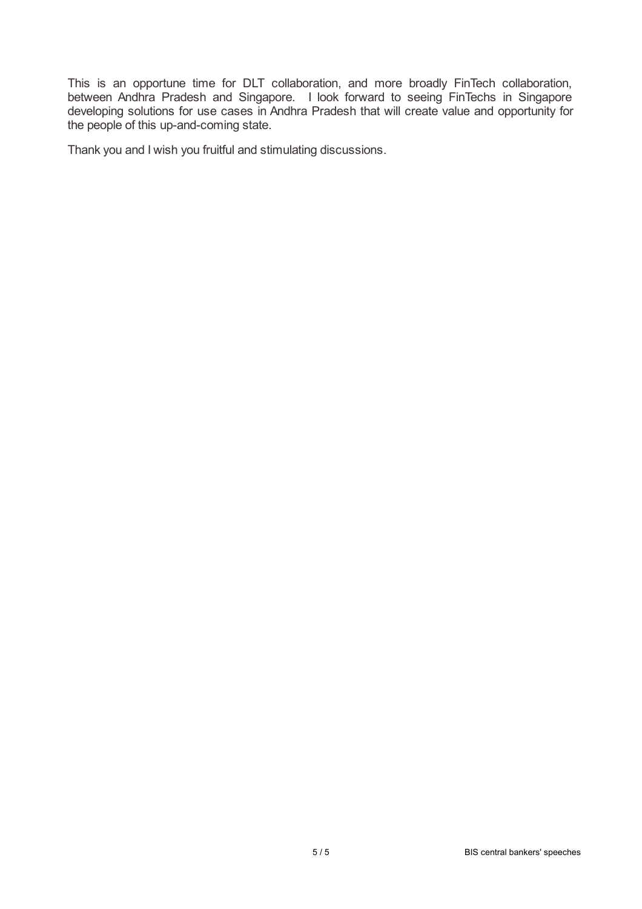This is an opportune time for DLT collaboration, and more broadly FinTech collaboration, between Andhra Pradesh and Singapore. I look forward to seeing FinTechs in Singapore developing solutions for use cases in Andhra Pradesh that will create value and opportunity for the people of this up-and-coming state.

Thank you and I wish you fruitful and stimulating discussions.